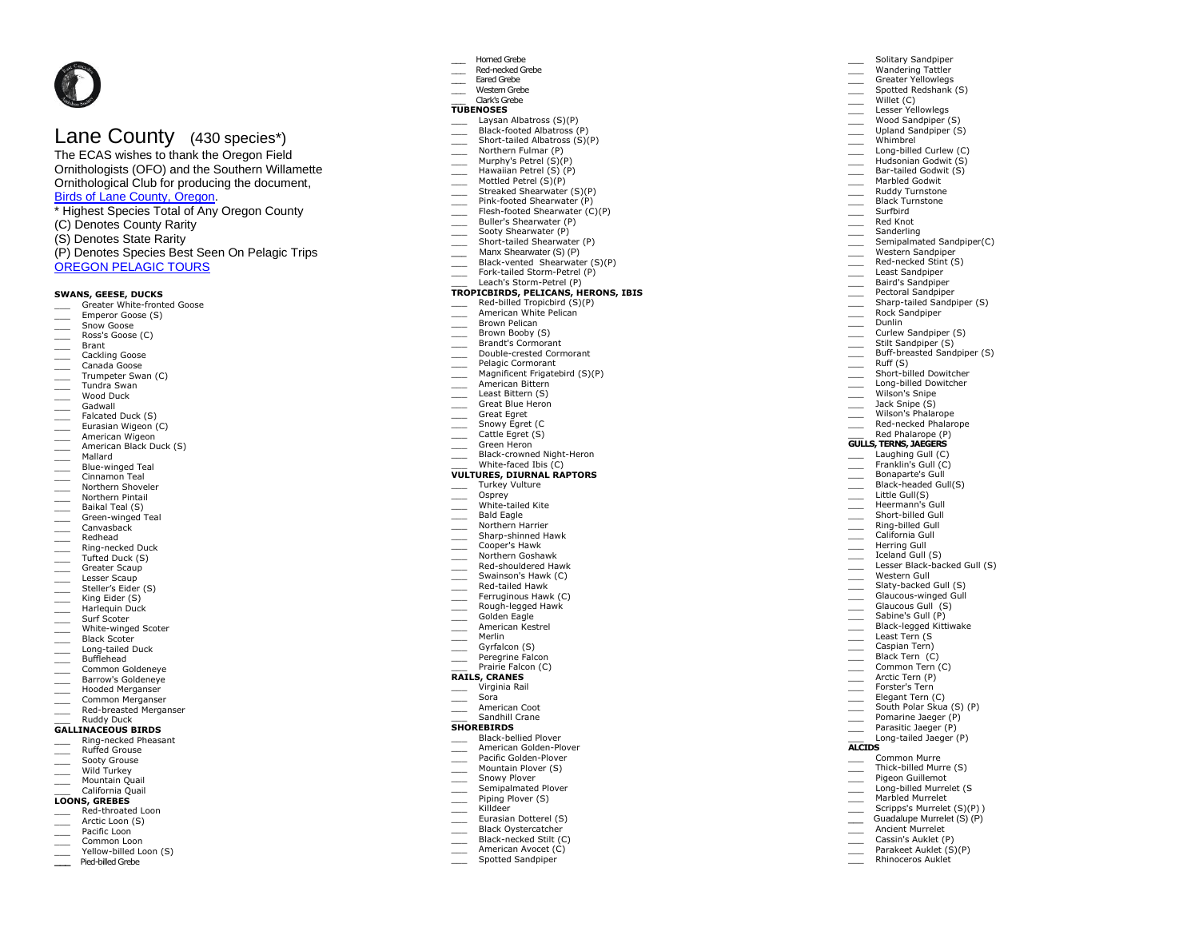# Lane County (430 species*)

The ECAS wishes to thank the Oregon Field Ornithologists (OFO) and the Southern Willamette Ornithological Club for producing the document, Birds of Lane County, Oregon.

\* Highest Species Total of Any Oregon County

(C) Denotes County Rarity

(S) Denotes State Rarity

(P) Denotes Species Best Seen On Pelagic Trips

OREGON PELAGIC TOURS

**SWANS, GEESE, DUCKS**

- ___ Greater White-fronted Goose
- ___ Emperor Goose (S)
- ___ Snow Goose
- ___ Ross's Goose (C)
- ___ Brant
- ___ Cackling Goose
- ___ Canada Goose
- ___ Trumpeter Swan (C)
- ___ Tundra Swan
- ___ Wood Duck
- ___ Gadwall
- ___ Falcated Duck (S)
- ___ Eurasian Wigeon (C)
- ___ American Wigeon
- ___ American Black Duck (S)
- ___ Mallard
- ___ Blue-winged Teal
- ___ Cinnamon Teal
- ___ Northern Shoveler
- ___ Northern Pintail
- ___ Baikal Teal (S)
- ___ Green-winged Teal
- ___ Canvasback
- ___ Redhead
- ___ Ring-necked Duck
- ___ Tufted Duck (S)
- ___ Greater Scaup
- ___ Lesser Scaup
- ___ Steller's Eider (S)
- ___ King Eider (S)
- ___ Harlequin Duck
- ___ Surf Scoter
- ___ White-winged Scoter
- ___ Black Scoter
- ___ Long-tailed Duck
- ___ Bufflehead
- ___ Common Goldeneye
- ___ Barrow's Goldeneye
- ___ Hooded Merganser
- ___ Common Merganser
- ___ Red-breasted Merganser
- ___ Ruddy Duck

**GALLINACEOUS BIRDS**

- ___ Ring-necked Pheasant
- ___ Ruffed Grouse
- ___ Sooty Grouse
- ___ Wild Turkey
- ___ Mountain Quail
- ___ California Quail

**LOONS, GREBES**

- ___ Red-throated Loon
- ___ Arctic Loon (S)
- ___ Pacific Loon
- ___ Common Loon
- ___ Yellow-billed Loon (S)
- ___ Pied-billed Grebe
- ___ Horned Grebe
- ___ Red-necked Grebe
- ___ Eared Grebe
- ___ Western Grebe
- ___ Clark's Grebe

**TUBENOSES**

- ___ Laysan Albatross (S)(P)
- ___ Black-footed Albatross (P)
- ___ Short-tailed Albatross (S)(P)
- ___ Northern Fulmar (P)
- ___ Murphy's Petrel (S)(P)
- ___ Hawaiian Petrel (S) (P)
- ___ Mottled Petrel (S)(P)
- ___ Streaked Shearwater (S)(P)
- ___ Pink-footed Shearwater (P)
- ___ Flesh-footed Shearwater (C)(P)
- ___ Buller's Shearwater (P)
- ___ Sooty Shearwater (P)
- ___ Short-tailed Shearwater (P)
- ___ Manx Shearwater (S) (P)
- ___ Black-vented Shearwater (S)(P)
- ___ Fork-tailed Storm-Petrel (P)
- ___ Leach's Storm-Petrel (P)

**TROPICBIRDS, PELICANS, HERONS, IBIS**

- ___ Red-billed Tropicbird (S)(P)
- ___ American White Pelican
- ___ Brown Pelican
- ___ Brown Booby (S)
- ___ Brandt's Cormorant
- ___ Double-crested Cormorant
- ___ Pelagic Cormorant
- ___ Magnificent Frigatebird (S)(P)
- ___ American Bittern
- ___ Least Bittern (S)
- ___ Great Blue Heron
- ___ Great Egret
- ___ Snowy Egret (C
- ___ Cattle Egret (S)
- ___ Green Heron
- ___ Black-crowned Night-Heron
- ___ White-faced Ibis (C)

**VULTURES, DIURNAL RAPTORS**

- ___ Turkey Vulture
- ___ Osprey
- ___ White-tailed Kite
- ___ Bald Eagle
- ___ Northern Harrier
- ___ Sharp-shinned Hawk
- ___ Cooper's Hawk
- ___ Northern Goshawk
- ___ Red-shouldered Hawk
- ___ Swainson's Hawk (C)
- ___ Red-tailed Hawk
- ___ Ferruginous Hawk (C)
- ___ Rough-legged Hawk
- ___ Golden Eagle
- ___ American Kestrel
- ___ Merlin
- ___ Gyrfalcon (S)
- ___ Peregrine Falcon
- ___ Prairie Falcon (C)

**RAILS, CRANES**

- ___ Virginia Rail
- ___ Sora
- ___ American Coot
- ___ Sandhill Crane

**SHOREBIRDS**

- ___ Black-bellied Plover
- ___ American Golden-Plover
- ___ Pacific Golden-Plover
- ___ Mountain Plover (S)
- ___ Snowy Plover
- ___ Semipalmated Plover
- ___ Piping Plover (S)
- ___ Killdeer
- ___ Eurasian Dotterel (S)
- ___ Black Oystercatcher
- ___ Black-necked Stilt (C)
- ___ American Avocet (C)
- ___ Spotted Sandpiper
- ___ Solitary Sandpiper
- ___ Wandering Tattler
- ___ Greater Yellowlegs
- ___ Spotted Redshank (S)
- ___ Willet (C)
- ___ Lesser Yellowlegs
- ___ Wood Sandpiper (S)
- ___ Upland Sandpiper (S)
- ___ Whimbrel
- ___ Long-billed Curlew (C)
- ___ Hudsonian Godwit (S)
- ___ Bar-tailed Godwit (S)
- ___ Marbled Godwit
- ___ Ruddy Turnstone
- ___ Black Turnstone
- ___ Surfbird
- ___ Red Knot
- ___ Sanderling
- ___ Semipalmated Sandpiper(C)
- ___ Western Sandpiper
- ___ Red-necked Stint (S)
- ___ Least Sandpiper
- ___ Baird's Sandpiper
- ___ Pectoral Sandpiper
- ___ Sharp-tailed Sandpiper (S)
- ___ Rock Sandpiper
- ___ Dunlin
- ___ Curlew Sandpiper (S)
- ___ Stilt Sandpiper (S)
- ___ Buff-breasted Sandpiper (S)
- ___ Ruff (S)
- ___ Short-billed Dowitcher
- ___ Long-billed Dowitcher
- ___ Wilson's Snipe
- ___ Jack Snipe (S)
- ___ Wilson's Phalarope
- ___ Red-necked Phalarope
- ___ Red Phalarope (P)

**GULLS, TERNS, JAEGERS**

- ___ Laughing Gull (C)
- ___ Franklin's Gull (C)
- ___ Bonaparte's Gull
- ___ Black-headed Gull(S)
- ___ Little Gull(S)
- ___ Heermann's Gull
- ___ Short-billed Gull
- ___ Ring-billed Gull
- ___ California Gull
- ___ Herring Gull
- ___ Iceland Gull (S)
- ___ Lesser Black-backed Gull (S)
- ___ Western Gull
- ___ Slaty-backed Gull (S)
- ___ Glaucous-winged Gull
- ___ Glaucous Gull (S)
- ___ Sabine's Gull (P)
- ___ Black-legged Kittiwake
- ___ Least Tern (S
- ___ Caspian Tern)
- ___ Black Tern (C)
- ___ Common Tern (C)
- ___ Arctic Tern (P)
- ___ Forster's Tern
- ___ Elegant Tern (C)
- ___ South Polar Skua (S) (P)
- ___ Pomarine Jaeger (P)
- ___ Parasitic Jaeger (P)
- ___ Long-tailed Jaeger (P)

**ALCIDS**

- ___ Common Murre
- ___ Thick-billed Murre (S)
- ___ Pigeon Guillemot
- ___ Long-billed Murrelet (S
- ___ Marbled Murrelet
- ___ Scripps's Murrelet (S)(P) )
- ___ Guadalupe Murrelet (S) (P)
- ___ Ancient Murrelet
- ___ Cassin's Auklet (P)
- ___ Parakeet Auklet (S)(P)
- ___ Rhinoceros Auklet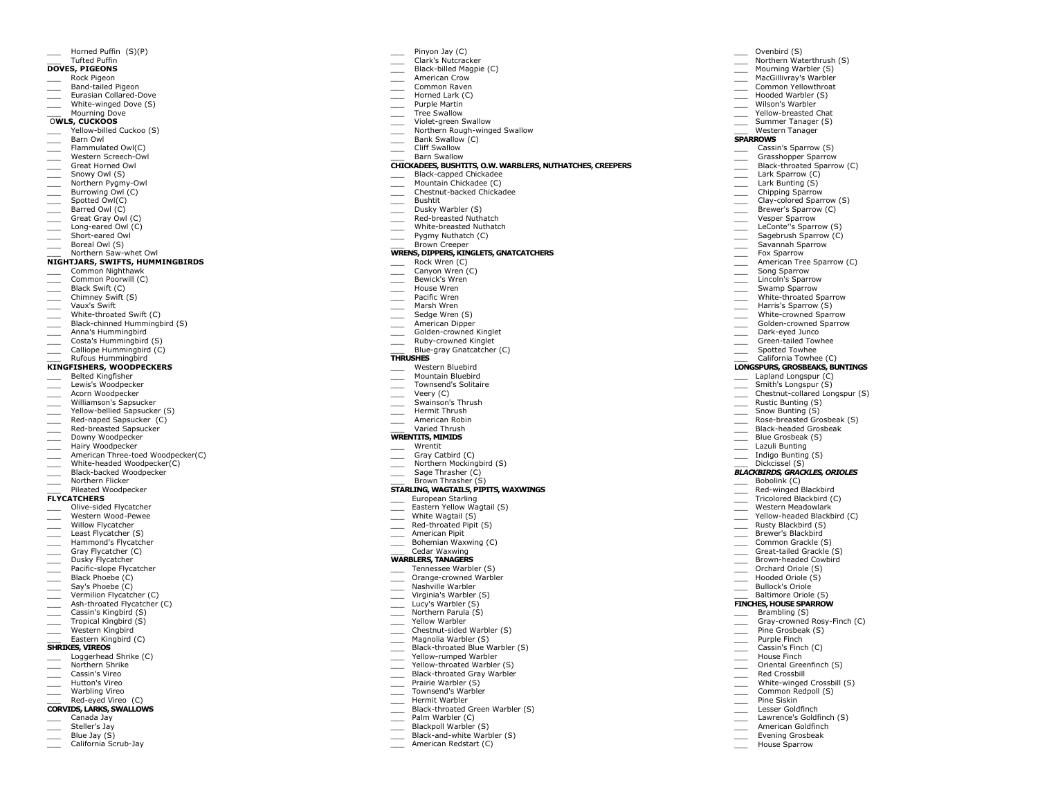___ Horned Puffin (S)(P)
___ Tufted Puffin

**DOVES, PIGEONS**

___ Rock Pigeon
___ Band-tailed Pigeon
___ Eurasian Collared-Dove
___ White-winged Dove (S)
___ Mourning Dove

**OWLS, CUCKOOS**

___ Yellow-billed Cuckoo (S)
___ Barn Owl
___ Flammulated Owl(C)
___ Western Screech-Owl
___ Great Horned Owl
___ Snowy Owl (S)
___ Northern Pygmy-Owl
___ Burrowing Owl (C)
___ Spotted Owl(C)
___ Barred Owl (C)
___ Great Gray Owl (C)
___ Long-eared Owl (C)
___ Short-eared Owl
___ Boreal Owl (S)
___ Northern Saw-whet Owl

**NIGHTJARS, SWIFTS, HUMMINGBIRDS**

___ Common Nighthawk
___ Common Poorwill (C)
___ Black Swift (C)
___ Chimney Swift (S)
___ Vaux's Swift
___ White-throated Swift (C)
___ Black-chinned Hummingbird (S)
___ Anna's Hummingbird
___ Costa's Hummingbird (S)
___ Calliope Hummingbird (C)
___ Rufous Hummingbird

**KINGFISHERS, WOODPECKERS**

___ Belted Kingfisher
___ Lewis's Woodpecker
___ Acorn Woodpecker
___ Williamson's Sapsucker
___ Yellow-bellied Sapsucker (S)
___ Red-naped Sapsucker (C)
___ Red-breasted Sapsucker
___ Downy Woodpecker
___ Hairy Woodpecker
___ American Three-toed Woodpecker(C)
___ White-headed Woodpecker(C)
___ Black-backed Woodpecker
___ Northern Flicker
___ Pileated Woodpecker

**FLYCATCHERS**

___ Olive-sided Flycatcher
___ Western Wood-Pewee
___ Willow Flycatcher
___ Least Flycatcher (S)
___ Hammond's Flycatcher
___ Gray Flycatcher (C)
___ Dusky Flycatcher
___ Pacific-slope Flycatcher
___ Black Phoebe (C)
___ Say's Phoebe (C)
___ Vermilion Flycatcher (C)
___ Ash-throated Flycatcher (C)
___ Cassin's Kingbird (S)
___ Tropical Kingbird (S)
___ Western Kingbird
___ Eastern Kingbird (C)

**SHRIKES, VIREOS**

___ Loggerhead Shrike (C)
___ Northern Shrike
___ Cassin's Vireo
___ Hutton's Vireo
___ Warbling Vireo
___ Red-eyed Vireo (C)

**CORVIDS, LARKS, SWALLOWS**

___ Canada Jay
___ Steller's Jay
___ Blue Jay (S)
___ California Scrub-Jay
___ Pinyon Jay (C)
___ Clark's Nutcracker
___ Black-billed Magpie (C)
___ American Crow
___ Common Raven
___ Horned Lark (C)
___ Purple Martin
___ Tree Swallow
___ Violet-green Swallow
___ Northern Rough-winged Swallow
___ Bank Swallow (C)
___ Cliff Swallow
___ Barn Swallow

**CHICKADEES, BUSHTITS, O.W. WARBLERS, NUTHATCHES, CREEPERS**

___ Black-capped Chickadee
___ Mountain Chickadee (C)
___ Chestnut-backed Chickadee
___ Bushtit
___ Dusky Warbler (S)
___ Red-breasted Nuthatch
___ White-breasted Nuthatch
___ Pygmy Nuthatch (C)
___ Brown Creeper

**WRENS, DIPPERS, KINGLETS, GNATCATCHERS**

___ Rock Wren (C)
___ Canyon Wren (C)
___ Bewick's Wren
___ House Wren
___ Pacific Wren
___ Marsh Wren
___ Sedge Wren (S)
___ American Dipper
___ Golden-crowned Kinglet
___ Ruby-crowned Kinglet
___ Blue-gray Gnatcatcher (C)

**THRUSHES**

___ Western Bluebird
___ Mountain Bluebird
___ Townsend's Solitaire
___ Veery (C)
___ Swainson's Thrush
___ Hermit Thrush
___ American Robin
___ Varied Thrush

**WRENTITS, MIMIDS**

___ Wrentit
___ Gray Catbird (C)
___ Northern Mockingbird (S)
___ Sage Thrasher (C)
___ Brown Thrasher (S)

**STARLING, WAGTAILS, PIPITS, WAXWINGS**

___ European Starling
___ Eastern Yellow Wagtail (S)
___ White Wagtail (S)
___ Red-throated Pipit (S)
___ American Pipit
___ Bohemian Waxwing (C)
___ Cedar Waxwing

**WARBLERS, TANAGERS**

___ Tennessee Warbler (S)
___ Orange-crowned Warbler
___ Nashville Warbler
___ Virginia's Warbler (S)
___ Lucy's Warbler (S)
___ Northern Parula (S)
___ Yellow Warbler
___ Chestnut-sided Warbler (S)
___ Magnolia Warbler (S)
___ Black-throated Blue Warbler (S)
___ Yellow-rumped Warbler
___ Yellow-throated Warbler (S)
___ Black-throated Gray Warbler
___ Prairie Warbler (S)
___ Townsend's Warbler
___ Hermit Warbler
___ Black-throated Green Warbler (S)
___ Palm Warbler (C)
___ Blackpoll Warbler (S)
___ Black-and-white Warbler (S)
___ American Redstart (C)
___ Ovenbird (S)
___ Northern Waterthrush (S)
___ Mourning Warbler (S)
___ MacGillivray's Warbler
___ Common Yellowthroat
___ Hooded Warbler (S)
___ Wilson's Warbler
___ Yellow-breasted Chat
___ Summer Tanager (S)
___ Western Tanager

**SPARROWS**

___ Cassin's Sparrow (S)
___ Grasshopper Sparrow
___ Black-throated Sparrow (C)
___ Lark Sparrow (C)
___ Lark Bunting (S)
___ Chipping Sparrow
___ Clay-colored Sparrow (S)
___ Brewer's Sparrow (C)
___ Vesper Sparrow
___ LeConte''s Sparrow (S)
___ Sagebrush Sparrow (C)
___ Savannah Sparrow
___ Fox Sparrow
___ American Tree Sparrow (C)
___ Song Sparrow
___ Lincoln's Sparrow
___ Swamp Sparrow
___ White-throated Sparrow
___ Harris's Sparrow (S)
___ White-crowned Sparrow
___ Golden-crowned Sparrow
___ Dark-eyed Junco
___ Green-tailed Towhee
___ Spotted Towhee
___ California Towhee (C)

**LONGSPURS, GROSBEAKS, BUNTINGS**

___ Lapland Longspur (C)
___ Smith's Longspur (S)
___ Chestnut-collared Longspur (S)
___ Rustic Bunting (S)
___ Snow Bunting (S)
___ Rose-breasted Grosbeak (S)
___ Black-headed Grosbeak
___ Blue Grosbeak (S)
___ Lazuli Bunting
___ Indigo Bunting (S)
___ Dickcissel (S)

***BLACKBIRDS, GRACKLES, ORIOLES***

___ Bobolink (C)
___ Red-winged Blackbird
___ Tricolored Blackbird (C)
___ Western Meadowlark
___ Yellow-headed Blackbird (C)
___ Rusty Blackbird (S)
___ Brewer's Blackbird
___ Common Grackle (S)
___ Great-tailed Grackle (S)
___ Brown-headed Cowbird
___ Orchard Oriole (S)
___ Hooded Oriole (S)
___ Bullock's Oriole
___ Baltimore Oriole (S)

**FINCHES, HOUSE SPARROW**

___ Brambling (S)
___ Gray-crowned Rosy-Finch (C)
___ Pine Grosbeak (S)
___ Purple Finch
___ Cassin's Finch (C)
___ House Finch
___ Oriental Greenfinch (S)
___ Red Crossbill
___ White-winged Crossbill (S)
___ Common Redpoll (S)
___ Pine Siskin
___ Lesser Goldfinch
___ Lawrence's Goldfinch (S)
___ American Goldfinch
___ Evening Grosbeak
___ House Sparrow